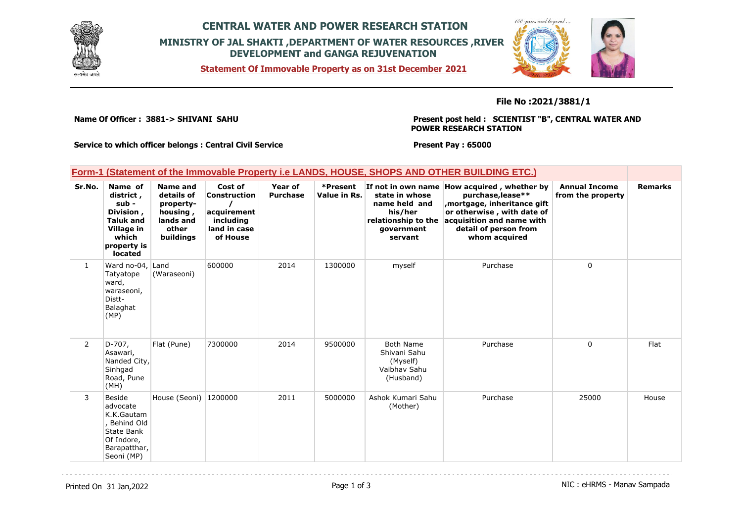# CENTRAL WATER AND POWER RESEARCH STATION

## MINISTRY OF JAL SHAKTI ,DEPARTMENT OF WATER RESOURCES ,RIVER DEVELOPMENT and GANGA REJUVENATION

**Statement Of Immovable Property as on 31st December 2021**

**File No :2021/3881/1**

**Name Of Officer : 3881-> SHIVANI SAHU**

**Present post held : SCIENTIST "B", CENTRAL WATER AND POWER RESEARCH STATION**

**Service to which officer belongs : Central Civil Service**

**Present Pay : 65000**

## Form-1 (Statement of the Immovable Property i.e LANDS, HOUSE, SHOPS AND OTHER BUILDING ETC.)

| Sr.No. | Name of district , sub - Division , Taluk and Village in which property is located | Name and details of property-housing , lands and other buildings | Cost of Construction / acquirement including land in case of House | Year of Purchase | *Present Value in Rs. | If not in own name state in whose name held and his/her relationship to the government servant | How acquired , whether by purchase,lease** ,mortgage, inheritance gift or otherwise , with date of acquisition and name with detail of person from whom acquired | Annual Income from the property | Remarks |
|---|---|---|---|---|---|---|---|---|---|
| 1 | Ward no-04, Tatyatope ward, waraseoni, Distt-Balaghat (MP) | Land (Waraseoni) | 600000 | 2014 | 1300000 | myself | Purchase | 0 | |
| 2 | D-707, Asawari, Nanded City, Sinhgad Road, Pune (MH) | Flat (Pune) | 7300000 | 2014 | 9500000 | Both Name Shivani Sahu (Myself) Vaibhav Sahu (Husband) | Purchase | 0 | Flat |
| 3 | Beside advocate K.K.Gautam , Behind Old State Bank Of Indore, Barapatthar, Seoni (MP) | House (Seoni) | 1200000 | 2011 | 5000000 | Ashok Kumari Sahu (Mother) | Purchase | 25000 | House |

Printed On 31 Jan,2022

NIC : eHRMS - Manav Sampada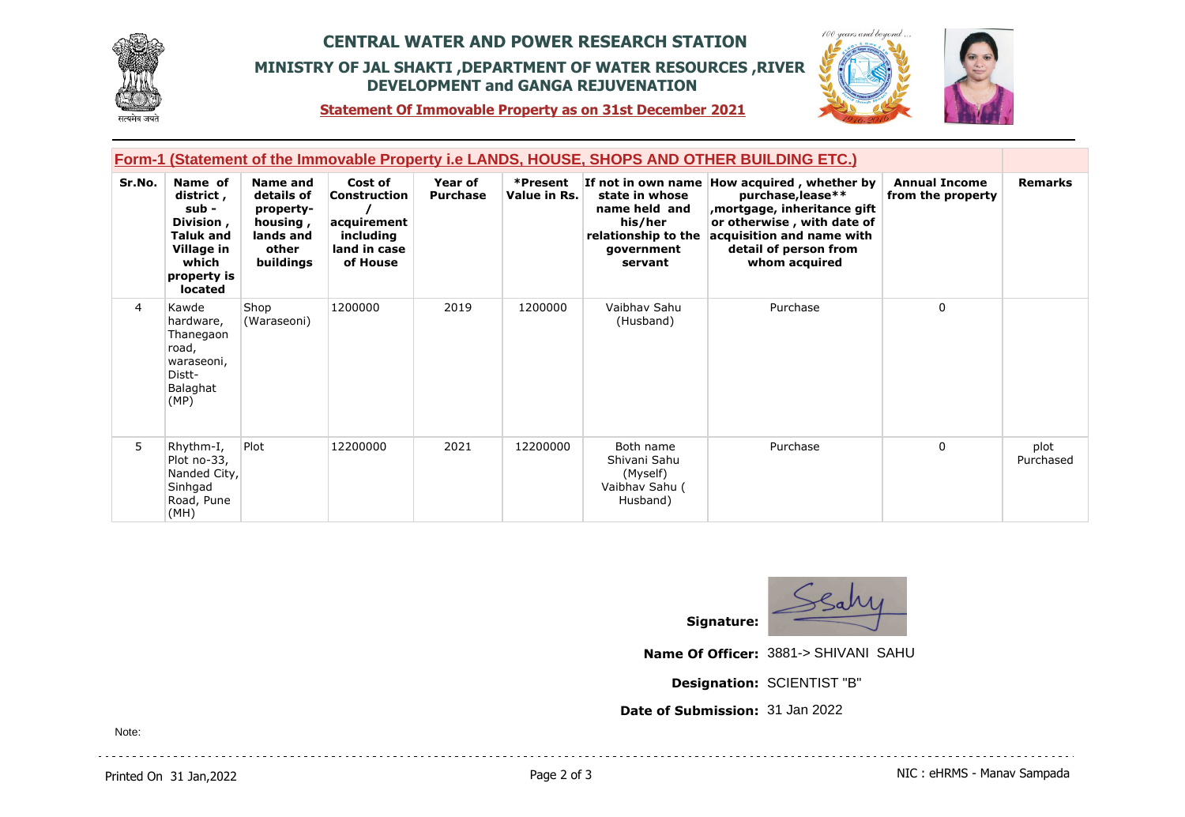# CENTRAL WATER AND POWER RESEARCH STATION

## MINISTRY OF JAL SHAKTI ,DEPARTMENT OF WATER RESOURCES ,RIVER DEVELOPMENT and GANGA REJUVENATION

**Statement Of Immovable Property as on 31st December 2021**

### Form-1 (Statement of the Immovable Property i.e LANDS, HOUSE, SHOPS AND OTHER BUILDING ETC.)

| Sr.No. | Name of district , sub - Division , Taluk and Village in which property is located | Name and details of property-housing , lands and other buildings | Cost of Construction / acquirement including land in case of House | Year of Purchase | *Present Value in Rs. | If not in own name state in whose name held and his/her relationship to the government servant | How acquired , whether by purchase,lease** ,mortgage, inheritance gift or otherwise , with date of acquisition and name with detail of person from whom acquired | Annual Income from the property | Remarks |
|---|---|---|---|---|---|---|---|---|---|
| 4 | Kawde hardware, Thanegaon road, waraseoni, Distt-Balaghat (MP) | Shop (Waraseoni) | 1200000 | 2019 | 1200000 | Vaibhav Sahu (Husband) | Purchase | 0 | |
| 5 | Rhythm-I, Plot no-33, Nanded City, Sinhgad Road, Pune (MH) | Plot | 12200000 | 2021 | 12200000 | Both name Shivani Sahu (Myself) Vaibhav Sahu ( Husband) | Purchase | 0 | plot Purchased |

**Signature:** Ssahu

**Name Of Officer:** 3881-> SHIVANI SAHU

**Designation:** SCIENTIST "B"

**Date of Submission:** 31 Jan 2022

Note: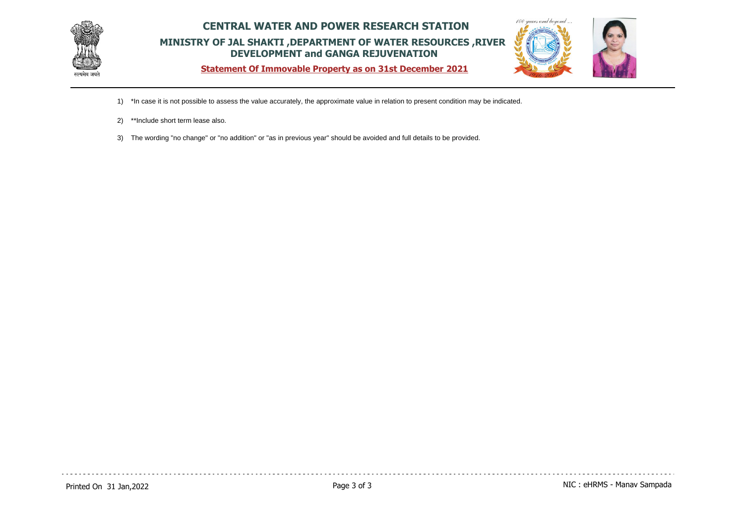# CENTRAL WATER AND POWER RESEARCH STATION

## MINISTRY OF JAL SHAKTI ,DEPARTMENT OF WATER RESOURCES ,RIVER DEVELOPMENT and GANGA REJUVENATION

**Statement Of Immovable Property as on 31st December 2021**

1) *In case it is not possible to assess the value accurately, the approximate value in relation to present condition may be indicated.
2) **Include short term lease also.
3) The wording "no change" or "no addition" or "as in previous year" should be avoided and full details to be provided.

Printed On 31 Jan,2022

NIC : eHRMS - Manav Sampada